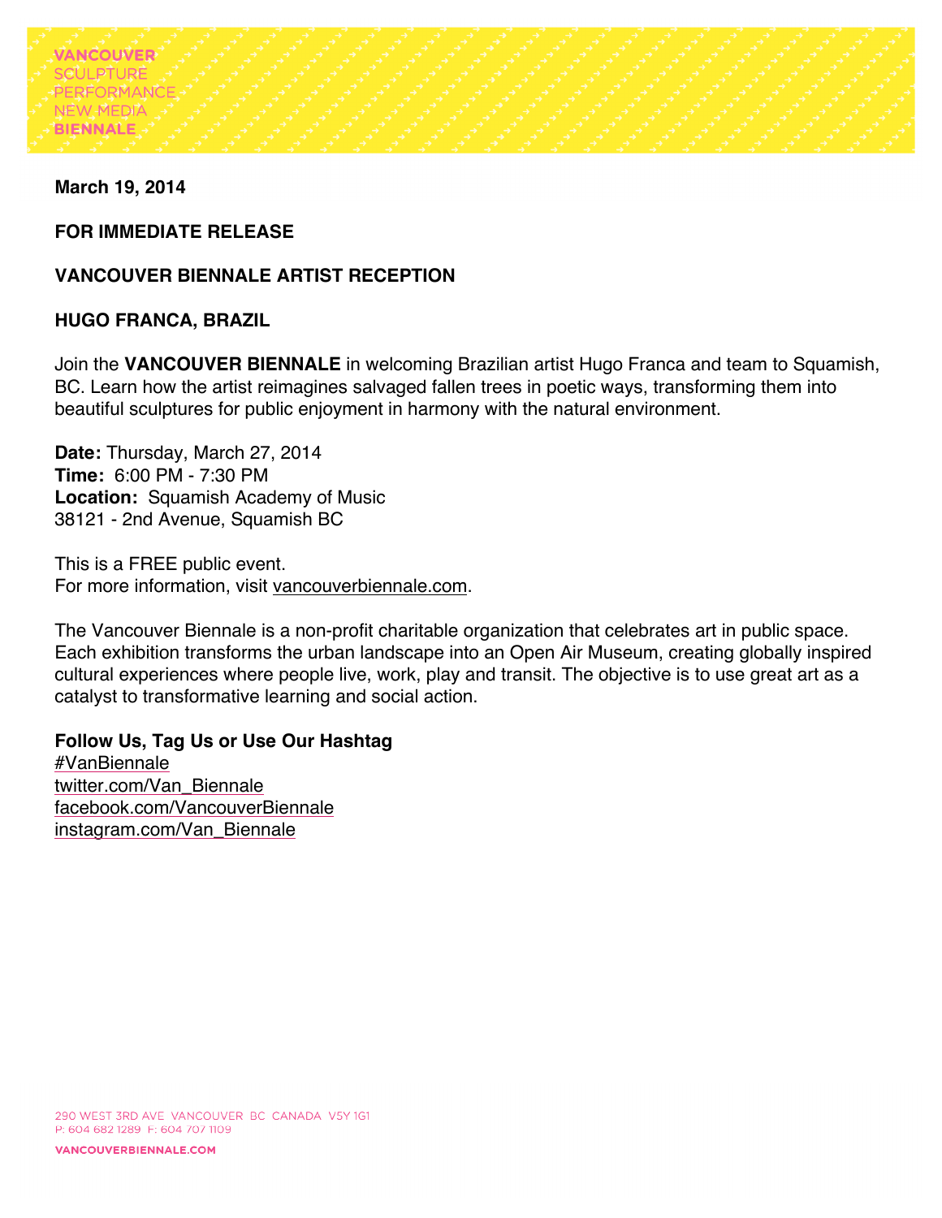VANCOUVER
SCULPTURE
PERFORMANCE
NEW MEDIA
BIENNALE

**March 19, 2014**

**FOR IMMEDIATE RELEASE**

**VANCOUVER BIENNALE ARTIST RECEPTION**

**HUGO FRANCA, BRAZIL**

Join the **VANCOUVER BIENNALE** in welcoming Brazilian artist Hugo Franca and team to Squamish, BC. Learn how the artist reimagines salvaged fallen trees in poetic ways, transforming them into beautiful sculptures for public enjoyment in harmony with the natural environment.

**Date:** Thursday, March 27, 2014
**Time:** 6:00 PM - 7:30 PM
**Location:** Squamish Academy of Music
38121 - 2nd Avenue, Squamish BC

This is a FREE public event.
For more information, visit vancouverbiennale.com.

The Vancouver Biennale is a non-profit charitable organization that celebrates art in public space. Each exhibition transforms the urban landscape into an Open Air Museum, creating globally inspired cultural experiences where people live, work, play and transit. The objective is to use great art as a catalyst to transformative learning and social action.

**Follow Us, Tag Us or Use Our Hashtag**
#VanBiennale
twitter.com/Van_Biennale
facebook.com/VancouverBiennale
instagram.com/Van_Biennale

290 WEST 3RD AVE VANCOUVER BC CANADA V5Y 1G1
P: 604 682 1289 F: 604 707 1109

VANCOUVERBIENNALE.COM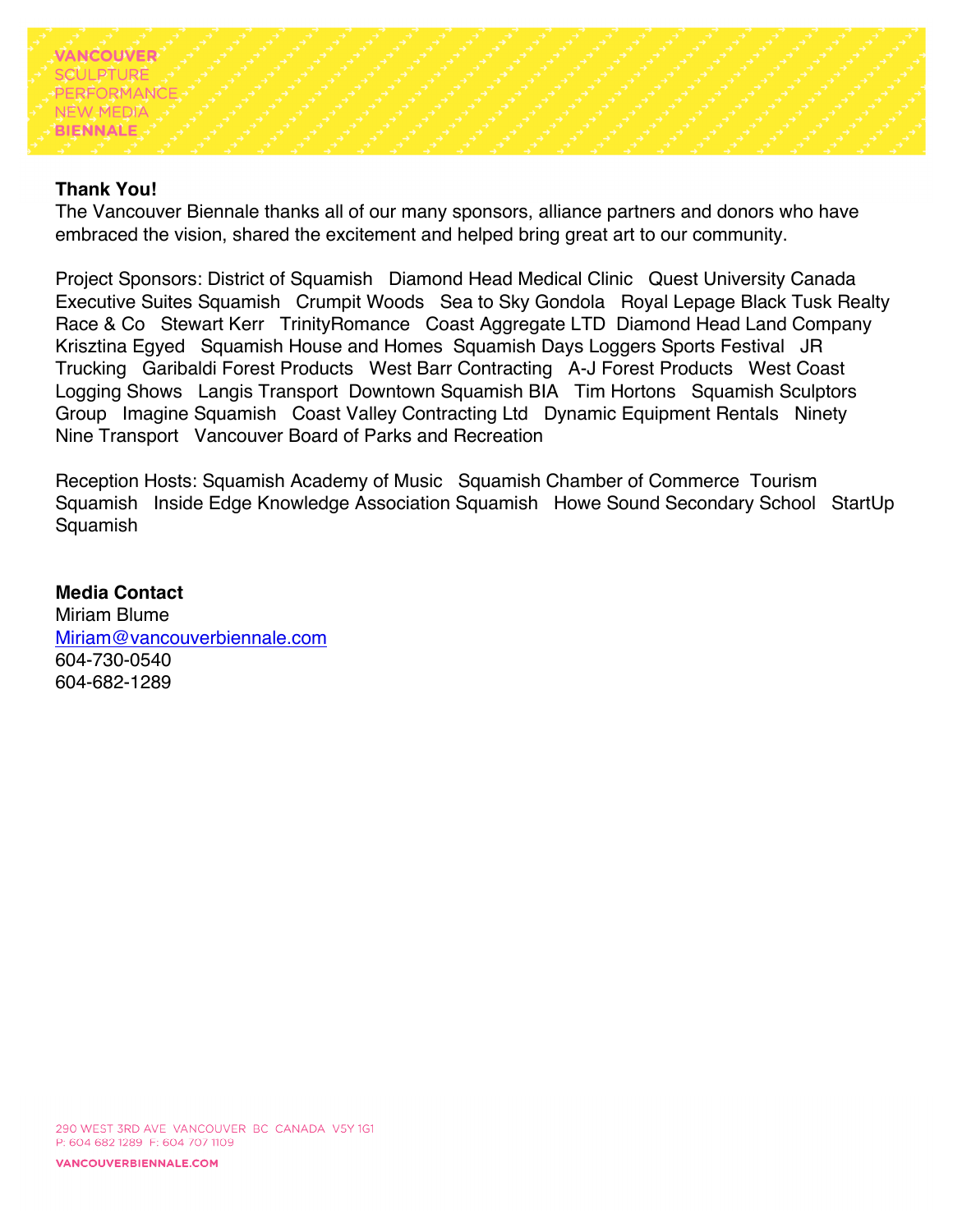**Thank You!**
The Vancouver Biennale thanks all of our many sponsors, alliance partners and donors who have embraced the vision, shared the excitement and helped bring great art to our community.

Project Sponsors: District of Squamish Diamond Head Medical Clinic Quest University Canada Executive Suites Squamish Crumpit Woods Sea to Sky Gondola Royal Lepage Black Tusk Realty Race & Co Stewart Kerr TrinityRomance Coast Aggregate LTD Diamond Head Land Company Krisztina Egyed Squamish House and Homes Squamish Days Loggers Sports Festival JR Trucking Garibaldi Forest Products West Barr Contracting A-J Forest Products West Coast Logging Shows Langis Transport Downtown Squamish BIA Tim Hortons Squamish Sculptors Group Imagine Squamish Coast Valley Contracting Ltd Dynamic Equipment Rentals Ninety Nine Transport Vancouver Board of Parks and Recreation

Reception Hosts: Squamish Academy of Music Squamish Chamber of Commerce Tourism Squamish Inside Edge Knowledge Association Squamish Howe Sound Secondary School StartUp Squamish

**Media Contact**
Miriam Blume
Miriam@vancouverbiennale.com
604-730-0540
604-682-1289